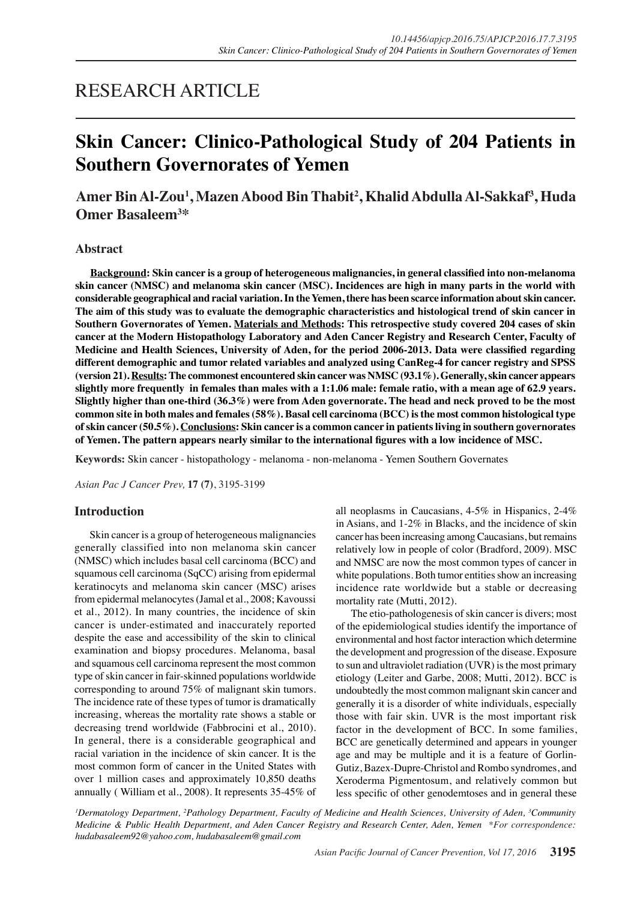RESEARCH ARTICLE

# Skin Cancer: Clinico-Pathological Study of 204 Patients in Southern Governorates of Yemen

**Amer Bin Al-Zou[1], Mazen Abood Bin Thabit[2], Khalid Abdulla Al-Sakkaf[3], Huda Omer Basaleem[3]***

## Abstract

**Background: Skin cancer is a group of heterogeneous malignancies, in general classified into non-melanoma skin cancer (NMSC) and melanoma skin cancer (MSC). Incidences are high in many parts in the world with considerable geographical and racial variation. In the Yemen, there has been scarce information about skin cancer. The aim of this study was to evaluate the demographic characteristics and histological trend of skin cancer in Southern Governorates of Yemen. Materials and Methods: This retrospective study covered 204 cases of skin cancer at the Modern Histopathology Laboratory and Aden Cancer Registry and Research Center, Faculty of Medicine and Health Sciences, University of Aden, for the period 2006-2013. Data were classified regarding different demographic and tumor related variables and analyzed using CanReg-4 for cancer registry and SPSS (version 21). Results: The commonest encountered skin cancer was NMSC (93.1%). Generally, skin cancer appears slightly more frequently in females than males with a 1:1.06 male: female ratio, with a mean age of 62.9 years. Slightly higher than one-third (36.3%) were from Aden governorate. The head and neck proved to be the most common site in both males and females (58%). Basal cell carcinoma (BCC) is the most common histological type of skin cancer (50.5%). Conclusions: Skin cancer is a common cancer in patients living in southern governorates of Yemen. The pattern appears nearly similar to the international figures with a low incidence of MSC.**

**Keywords:** Skin cancer - histopathology - melanoma - non-melanoma - Yemen Southern Governates

*Asian Pac J Cancer Prev,* **17 (7)**, 3195-3199

## Introduction

Skin cancer is a group of heterogeneous malignancies generally classified into non melanoma skin cancer (NMSC) which includes basal cell carcinoma (BCC) and squamous cell carcinoma (SqCC) arising from epidermal keratinocyts and melanoma skin cancer (MSC) arises from epidermal melanocytes (Jamal et al., 2008; Kavoussi et al., 2012). In many countries, the incidence of skin cancer is under-estimated and inaccurately reported despite the ease and accessibility of the skin to clinical examination and biopsy procedures. Melanoma, basal and squamous cell carcinoma represent the most common type of skin cancer in fair-skinned populations worldwide corresponding to around 75% of malignant skin tumors. The incidence rate of these types of tumor is dramatically increasing, whereas the mortality rate shows a stable or decreasing trend worldwide (Fabbrocini et al., 2010). In general, there is a considerable geographical and racial variation in the incidence of skin cancer. It is the most common form of cancer in the United States with over 1 million cases and approximately 10,850 deaths annually ( William et al., 2008). It represents 35-45% of all neoplasms in Caucasians, 4-5% in Hispanics, 2-4% in Asians, and 1-2% in Blacks, and the incidence of skin cancer has been increasing among Caucasians, but remains relatively low in people of color (Bradford, 2009). MSC and NMSC are now the most common types of cancer in white populations. Both tumor entities show an increasing incidence rate worldwide but a stable or decreasing mortality rate (Mutti, 2012).

The etio-pathologenesis of skin cancer is divers; most of the epidemiological studies identify the importance of environmental and host factor interaction which determine the development and progression of the disease. Exposure to sun and ultraviolet radiation (UVR) is the most primary etiology (Leiter and Garbe, 2008; Mutti, 2012). BCC is undoubtedly the most common malignant skin cancer and generally it is a disorder of white individuals, especially those with fair skin. UVR is the most important risk factor in the development of BCC. In some families, BCC are genetically determined and appears in younger age and may be multiple and it is a feature of Gorlin-Gutiz, Bazex-Dupre-Christol and Rombo syndromes, and Xeroderma Pigmentosum, and relatively common but less specific of other genodemtoses and in general these

*[1]Dermatology Department, [2]Pathology Department, Faculty of Medicine and Health Sciences, University of Aden, [3]Community Medicine & Public Health Department, and Aden Cancer Registry and Research Center, Aden, Yemen \*For correspondence: hudabasaleem92@yahoo.com, hudabasaleem@gmail.com*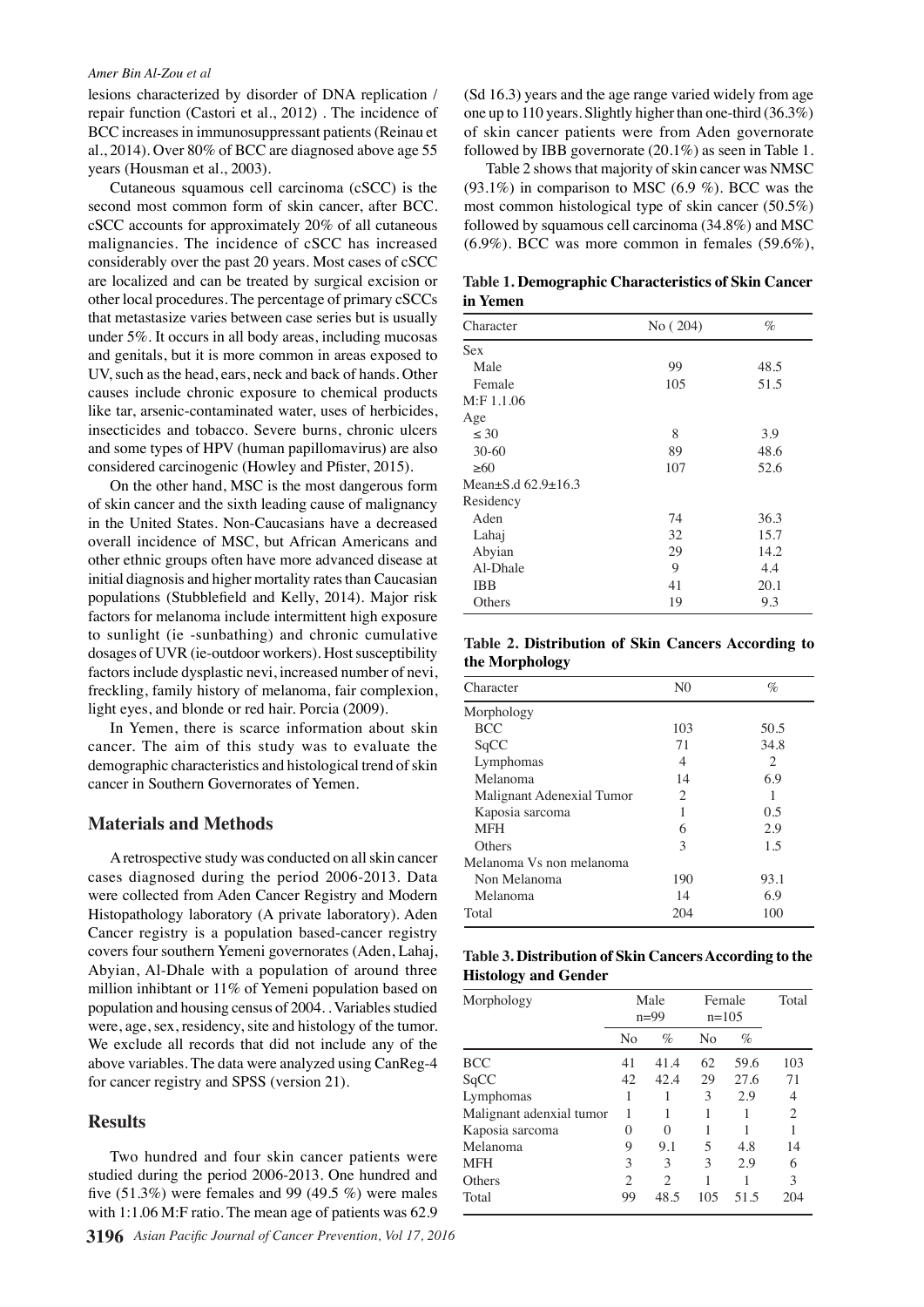lesions characterized by disorder of DNA replication / repair function (Castori et al., 2012) . The incidence of BCC increases in immunosuppressant patients (Reinau et al., 2014). Over 80% of BCC are diagnosed above age 55 years (Housman et al., 2003).

Cutaneous squamous cell carcinoma (cSCC) is the second most common form of skin cancer, after BCC. cSCC accounts for approximately 20% of all cutaneous malignancies. The incidence of cSCC has increased considerably over the past 20 years. Most cases of cSCC are localized and can be treated by surgical excision or other local procedures. The percentage of primary cSCCs that metastasize varies between case series but is usually under 5%. It occurs in all body areas, including mucosas and genitals, but it is more common in areas exposed to UV, such as the head, ears, neck and back of hands. Other causes include chronic exposure to chemical products like tar, arsenic-contaminated water, uses of herbicides, insecticides and tobacco. Severe burns, chronic ulcers and some types of HPV (human papillomavirus) are also considered carcinogenic (Howley and Pfister, 2015).

On the other hand, MSC is the most dangerous form of skin cancer and the sixth leading cause of malignancy in the United States. Non-Caucasians have a decreased overall incidence of MSC, but African Americans and other ethnic groups often have more advanced disease at initial diagnosis and higher mortality rates than Caucasian populations (Stubblefield and Kelly, 2014). Major risk factors for melanoma include intermittent high exposure to sunlight (ie -sunbathing) and chronic cumulative dosages of UVR (ie-outdoor workers). Host susceptibility factors include dysplastic nevi, increased number of nevi, freckling, family history of melanoma, fair complexion, light eyes, and blonde or red hair. Porcia (2009).

In Yemen, there is scarce information about skin cancer. The aim of this study was to evaluate the demographic characteristics and histological trend of skin cancer in Southern Governorates of Yemen.

## Materials and Methods

A retrospective study was conducted on all skin cancer cases diagnosed during the period 2006-2013. Data were collected from Aden Cancer Registry and Modern Histopathology laboratory (A private laboratory). Aden Cancer registry is a population based-cancer registry covers four southern Yemeni governorates (Aden, Lahaj, Abyian, Al-Dhale with a population of around three million inhibtant or 11% of Yemeni population based on population and housing census of 2004. . Variables studied were, age, sex, residency, site and histology of the tumor. We exclude all records that did not include any of the above variables. The data were analyzed using CanReg-4 for cancer registry and SPSS (version 21).

## Results

Two hundred and four skin cancer patients were studied during the period 2006-2013. One hundred and five (51.3%) were females and 99 (49.5 %) were males with 1:1.06 M:F ratio. The mean age of patients was 62.9 (Sd 16.3) years and the age range varied widely from age one up to 110 years. Slightly higher than one-third (36.3%) of skin cancer patients were from Aden governorate followed by IBB governorate (20.1%) as seen in Table 1.

Table 2 shows that majority of skin cancer was NMSC (93.1%) in comparison to MSC (6.9 %). BCC was the most common histological type of skin cancer (50.5%) followed by squamous cell carcinoma (34.8%) and MSC (6.9%). BCC was more common in females (59.6%),

**Table 1. Demographic Characteristics of Skin Cancer in Yemen**

| Character | No ( 204) | % |
|---|---|---|
| Sex | | |
| Male | 99 | 48.5 |
| Female | 105 | 51.5 |
| M:F 1.1.06 | | |
| Age | | |
| ≤ 30 | 8 | 3.9 |
| 30-60 | 89 | 48.6 |
| ≥60 | 107 | 52.6 |
| Mean±S.d 62.9±16.3 | | |
| Residency | | |
| Aden | 74 | 36.3 |
| Lahaj | 32 | 15.7 |
| Abyian | 29 | 14.2 |
| Al-Dhale | 9 | 4.4 |
| IBB | 41 | 20.1 |
| Others | 19 | 9.3 |

**Table 2. Distribution of Skin Cancers According to the Morphology**

| Character | N0 | % |
|---|---|---|
| Morphology | | |
| BCC | 103 | 50.5 |
| SqCC | 71 | 34.8 |
| Lymphomas | 4 | 2 |
| Melanoma | 14 | 6.9 |
| Malignant Adenexial Tumor | 2 | 1 |
| Kaposia sarcoma | 1 | 0.5 |
| MFH | 6 | 2.9 |
| Others | 3 | 1.5 |
| Melanoma Vs non melanoma | | |
| Non Melanoma | 190 | 93.1 |
| Melanoma | 14 | 6.9 |
| Total | 204 | 100 |

**Table 3. Distribution of Skin Cancers According to the Histology and Gender**

| Morphology | Male n=99 | | Female n=105 | | Total |
|---|---|---|---|---|---|
| | No | % | No | % | |
| BCC | 41 | 41.4 | 62 | 59.6 | 103 |
| SqCC | 42 | 42.4 | 29 | 27.6 | 71 |
| Lymphomas | 1 | 1 | 3 | 2.9 | 4 |
| Malignant adenxial tumor | 1 | 1 | 1 | 1 | 2 |
| Kaposia sarcoma | 0 | 0 | 1 | 1 | 1 |
| Melanoma | 9 | 9.1 | 5 | 4.8 | 14 |
| MFH | 3 | 3 | 3 | 2.9 | 6 |
| Others | 2 | 2 | 1 | 1 | 3 |
| Total | 99 | 48.5 | 105 | 51.5 | 204 |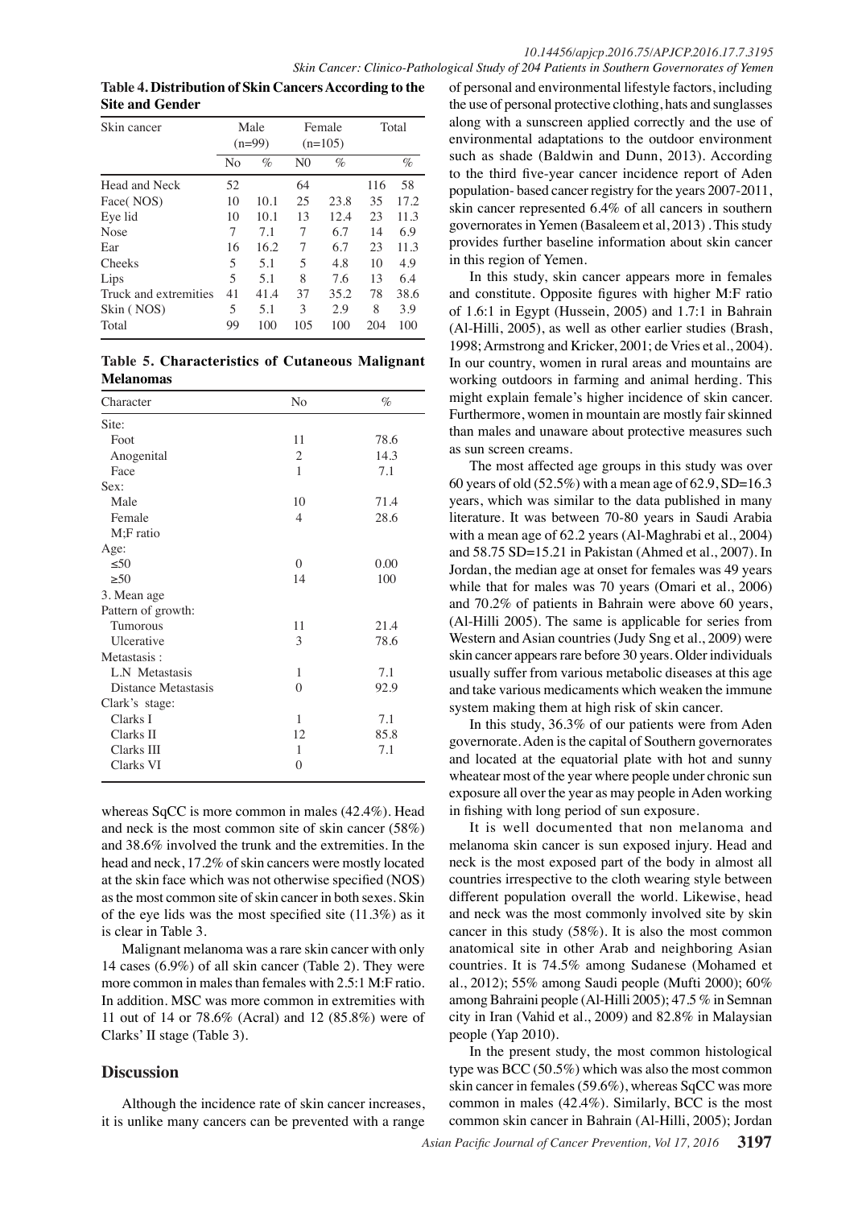**Table 4. Distribution of Skin Cancers According to the Site and Gender**

| Skin cancer | Male (n=99) | | Female (n=105) | | Total | |
|---|---|---|---|---|---|---|
| | No | % | N0 | % | | % |
| Head and Neck | 52 | | 64 | | 116 | 58 |
| Face( NOS) | 10 | 10.1 | 25 | 23.8 | 35 | 17.2 |
| Eye lid | 10 | 10.1 | 13 | 12.4 | 23 | 11.3 |
| Nose | 7 | 7.1 | 7 | 6.7 | 14 | 6.9 |
| Ear | 16 | 16.2 | 7 | 6.7 | 23 | 11.3 |
| Cheeks | 5 | 5.1 | 5 | 4.8 | 10 | 4.9 |
| Lips | 5 | 5.1 | 8 | 7.6 | 13 | 6.4 |
| Truck and extremities | 41 | 41.4 | 37 | 35.2 | 78 | 38.6 |
| Skin ( NOS) | 5 | 5.1 | 3 | 2.9 | 8 | 3.9 |
| Total | 99 | 100 | 105 | 100 | 204 | 100 |

**Table 5. Characteristics of Cutaneous Malignant Melanomas**

| Character | No | % |
|---|---|---|
| Site: | | |
| Foot | 11 | 78.6 |
| Anogenital | 2 | 14.3 |
| Face | 1 | 7.1 |
| Sex: | | |
| Male | 10 | 71.4 |
| Female | 4 | 28.6 |
| M;F ratio | | |
| Age: | | |
| ≤50 | 0 | 0.00 |
| ≥50 | 14 | 100 |
| 3. Mean age | | |
| Pattern of growth: | | |
| Tumorous | 11 | 21.4 |
| Ulcerative | 3 | 78.6 |
| Metastasis : | | |
| L.N Metastasis | 1 | 7.1 |
| Distance Metastasis | 0 | 92.9 |
| Clark's stage: | | |
| Clarks I | 1 | 7.1 |
| Clarks II | 12 | 85.8 |
| Clarks III | 1 | 7.1 |
| Clarks VI | 0 | |

whereas SqCC is more common in males (42.4%). Head and neck is the most common site of skin cancer (58%) and 38.6% involved the trunk and the extremities. In the head and neck, 17.2% of skin cancers were mostly located at the skin face which was not otherwise specified (NOS) as the most common site of skin cancer in both sexes. Skin of the eye lids was the most specified site (11.3%) as it is clear in Table 3.

Malignant melanoma was a rare skin cancer with only 14 cases (6.9%) of all skin cancer (Table 2). They were more common in males than females with 2.5:1 M:F ratio. In addition. MSC was more common in extremities with 11 out of 14 or 78.6% (Acral) and 12 (85.8%) were of Clarks' II stage (Table 3).

## Discussion

Although the incidence rate of skin cancer increases, it is unlike many cancers can be prevented with a range of personal and environmental lifestyle factors, including the use of personal protective clothing, hats and sunglasses along with a sunscreen applied correctly and the use of environmental adaptations to the outdoor environment such as shade (Baldwin and Dunn, 2013). According to the third five-year cancer incidence report of Aden population- based cancer registry for the years 2007-2011, skin cancer represented 6.4% of all cancers in southern governorates in Yemen (Basaleem et al, 2013) . This study provides further baseline information about skin cancer in this region of Yemen.

In this study, skin cancer appears more in females and constitute. Opposite figures with higher M:F ratio of 1.6:1 in Egypt (Hussein, 2005) and 1.7:1 in Bahrain (Al-Hilli, 2005), as well as other earlier studies (Brash, 1998; Armstrong and Kricker, 2001; de Vries et al., 2004). In our country, women in rural areas and mountains are working outdoors in farming and animal herding. This might explain female's higher incidence of skin cancer. Furthermore, women in mountain are mostly fair skinned than males and unaware about protective measures such as sun screen creams.

The most affected age groups in this study was over 60 years of old (52.5%) with a mean age of 62.9, SD=16.3 years, which was similar to the data published in many literature. It was between 70-80 years in Saudi Arabia with a mean age of 62.2 years (Al-Maghrabi et al., 2004) and 58.75 SD=15.21 in Pakistan (Ahmed et al., 2007). In Jordan, the median age at onset for females was 49 years while that for males was 70 years (Omari et al., 2006) and 70.2% of patients in Bahrain were above 60 years, (Al-Hilli 2005). The same is applicable for series from Western and Asian countries (Judy Sng et al., 2009) were skin cancer appears rare before 30 years. Older individuals usually suffer from various metabolic diseases at this age and take various medicaments which weaken the immune system making them at high risk of skin cancer.

In this study, 36.3% of our patients were from Aden governorate. Aden is the capital of Southern governorates and located at the equatorial plate with hot and sunny wheatear most of the year where people under chronic sun exposure all over the year as may people in Aden working in fishing with long period of sun exposure.

It is well documented that non melanoma and melanoma skin cancer is sun exposed injury. Head and neck is the most exposed part of the body in almost all countries irrespective to the cloth wearing style between different population overall the world. Likewise, head and neck was the most commonly involved site by skin cancer in this study (58%). It is also the most common anatomical site in other Arab and neighboring Asian countries. It is 74.5% among Sudanese (Mohamed et al., 2012); 55% among Saudi people (Mufti 2000); 60% among Bahraini people (Al-Hilli 2005); 47.5 % in Semnan city in Iran (Vahid et al., 2009) and 82.8% in Malaysian people (Yap 2010).

In the present study, the most common histological type was BCC (50.5%) which was also the most common skin cancer in females (59.6%), whereas SqCC was more common in males (42.4%). Similarly, BCC is the most common skin cancer in Bahrain (Al-Hilli, 2005); Jordan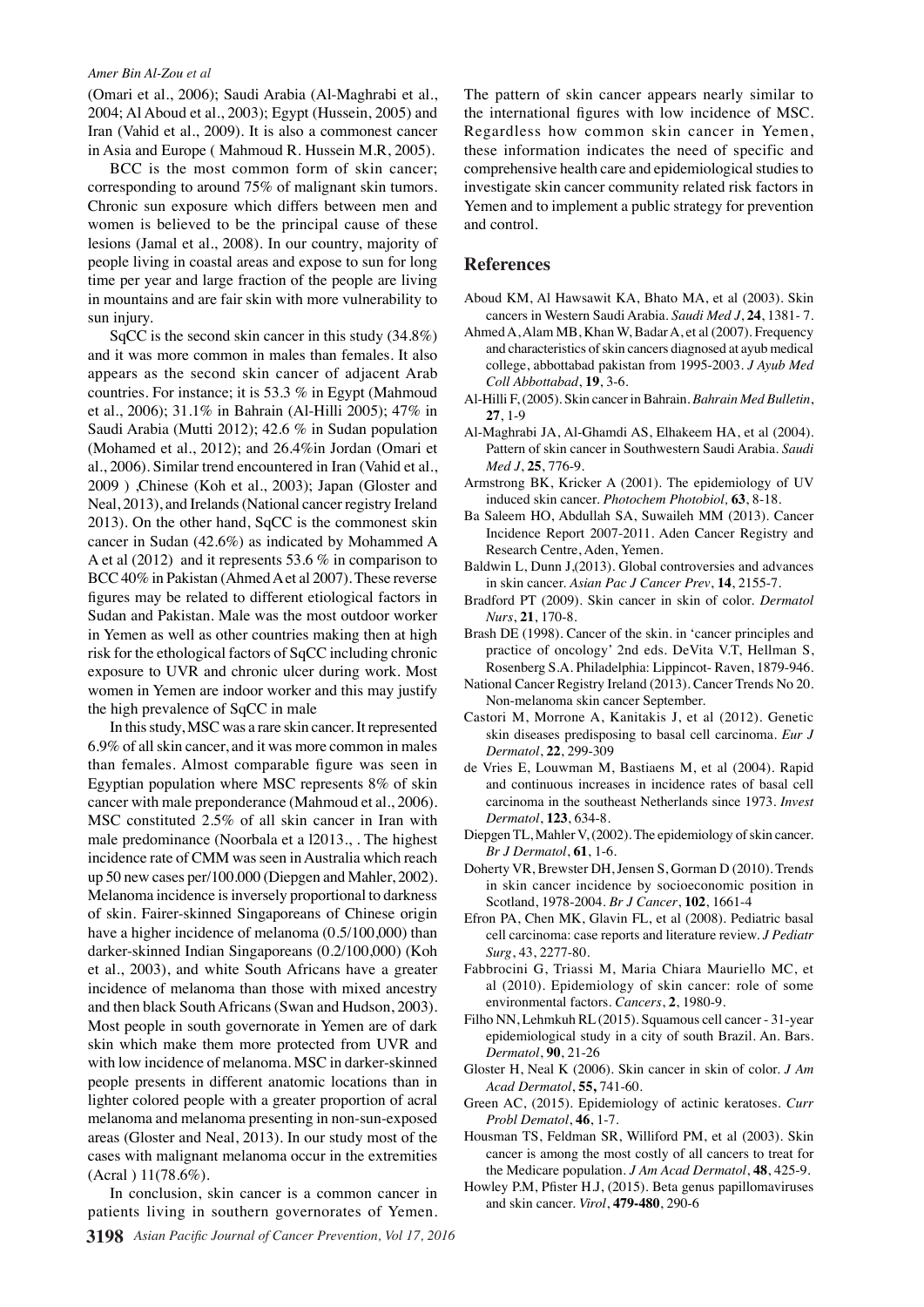(Omari et al., 2006); Saudi Arabia (Al-Maghrabi et al., 2004; Al Aboud et al., 2003); Egypt (Hussein, 2005) and Iran (Vahid et al., 2009). It is also a commonest cancer in Asia and Europe ( Mahmoud R. Hussein M.R, 2005).

BCC is the most common form of skin cancer; corresponding to around 75% of malignant skin tumors. Chronic sun exposure which differs between men and women is believed to be the principal cause of these lesions (Jamal et al., 2008). In our country, majority of people living in coastal areas and expose to sun for long time per year and large fraction of the people are living in mountains and are fair skin with more vulnerability to sun injury.

SqCC is the second skin cancer in this study (34.8%) and it was more common in males than females. It also appears as the second skin cancer of adjacent Arab countries. For instance; it is 53.3 % in Egypt (Mahmoud et al., 2006); 31.1% in Bahrain (Al-Hilli 2005); 47% in Saudi Arabia (Mutti 2012); 42.6 % in Sudan population (Mohamed et al., 2012); and 26.4%in Jordan (Omari et al., 2006). Similar trend encountered in Iran (Vahid et al., 2009 ) ,Chinese (Koh et al., 2003); Japan (Gloster and Neal, 2013), and Irelands (National cancer registry Ireland 2013). On the other hand, SqCC is the commonest skin cancer in Sudan (42.6%) as indicated by Mohammed A A et al (2012) and it represents 53.6 % in comparison to BCC 40% in Pakistan (Ahmed A et al 2007). These reverse figures may be related to different etiological factors in Sudan and Pakistan. Male was the most outdoor worker in Yemen as well as other countries making then at high risk for the ethological factors of SqCC including chronic exposure to UVR and chronic ulcer during work. Most women in Yemen are indoor worker and this may justify the high prevalence of SqCC in male

In this study, MSC was a rare skin cancer. It represented 6.9% of all skin cancer, and it was more common in males than females. Almost comparable figure was seen in Egyptian population where MSC represents 8% of skin cancer with male preponderance (Mahmoud et al., 2006). MSC constituted 2.5% of all skin cancer in Iran with male predominance (Noorbala et a l2013., . The highest incidence rate of CMM was seen in Australia which reach up 50 new cases per/100.000 (Diepgen and Mahler, 2002). Melanoma incidence is inversely proportional to darkness of skin. Fairer-skinned Singaporeans of Chinese origin have a higher incidence of melanoma (0.5/100,000) than darker-skinned Indian Singaporeans (0.2/100,000) (Koh et al., 2003), and white South Africans have a greater incidence of melanoma than those with mixed ancestry and then black South Africans (Swan and Hudson, 2003). Most people in south governorate in Yemen are of dark skin which make them more protected from UVR and with low incidence of melanoma. MSC in darker-skinned people presents in different anatomic locations than in lighter colored people with a greater proportion of acral melanoma and melanoma presenting in non-sun-exposed areas (Gloster and Neal, 2013). In our study most of the cases with malignant melanoma occur in the extremities (Acral ) 11(78.6%).

In conclusion, skin cancer is a common cancer in patients living in southern governorates of Yemen. The pattern of skin cancer appears nearly similar to the international figures with low incidence of MSC. Regardless how common skin cancer in Yemen, these information indicates the need of specific and comprehensive health care and epidemiological studies to investigate skin cancer community related risk factors in Yemen and to implement a public strategy for prevention and control.

## References

Aboud KM, Al Hawsawit KA, Bhato MA, et al (2003). Skin cancers in Western Saudi Arabia. *Saudi Med J*, **24**, 1381- 7.

Ahmed A, Alam MB, Khan W, Badar A, et al (2007). Frequency and characteristics of skin cancers diagnosed at ayub medical college, abbottabad pakistan from 1995-2003. *J Ayub Med Coll Abbottabad*, **19**, 3-6.

Al-Hilli F, (2005). Skin cancer in Bahrain. *Bahrain Med Bulletin*, **27**, 1-9

Al-Maghrabi JA, Al-Ghamdi AS, Elhakeem HA, et al (2004). Pattern of skin cancer in Southwestern Saudi Arabia. *Saudi Med J*, **25**, 776-9.

Armstrong BK, Kricker A (2001). The epidemiology of UV induced skin cancer. *Photochem Photobiol,* **63**, 8-18.

Ba Saleem HO, Abdullah SA, Suwaileh MM (2013). Cancer Incidence Report 2007-2011. Aden Cancer Registry and Research Centre, Aden, Yemen.

Baldwin L, Dunn J,(2013). Global controversies and advances in skin cancer. *Asian Pac J Cancer Prev*, **14**, 2155-7.

Bradford PT (2009). Skin cancer in skin of color. *Dermatol Nurs*, **21**, 170-8.

Brash DE (1998). Cancer of the skin. in 'cancer principles and practice of oncology' 2nd eds. DeVita V.T, Hellman S, Rosenberg S.A. Philadelphia: Lippincot- Raven, 1879-946.

National Cancer Registry Ireland (2013). Cancer Trends No 20. Non-melanoma skin cancer September.

Castori M, Morrone A, Kanitakis J, et al (2012). Genetic skin diseases predisposing to basal cell carcinoma. *Eur J Dermatol*, **22**, 299-309

de Vries E, Louwman M, Bastiaens M, et al (2004). Rapid and continuous increases in incidence rates of basal cell carcinoma in the southeast Netherlands since 1973. *Invest Dermatol*, **123**, 634-8.

Diepgen TL, Mahler V, (2002). The epidemiology of skin cancer. *Br J Dermatol*, **61**, 1-6.

Doherty VR, Brewster DH, Jensen S, Gorman D (2010). Trends in skin cancer incidence by socioeconomic position in Scotland, 1978-2004. *Br J Cancer*, **102**, 1661-4

Efron PA, Chen MK, Glavin FL, et al (2008). Pediatric basal cell carcinoma: case reports and literature review. *J Pediatr Surg*, 43, 2277-80.

Fabbrocini G, Triassi M, Maria Chiara Mauriello MC, et al (2010). Epidemiology of skin cancer: role of some environmental factors. *Cancers*, **2**, 1980-9.

Filho NN, Lehmkuh RL (2015). Squamous cell cancer - 31-year epidemiological study in a city of south Brazil. An. Bars. *Dermatol*, **90**, 21-26

Gloster H, Neal K (2006). Skin cancer in skin of color. *J Am Acad Dermatol*, **55,** 741-60.

Green AC, (2015). Epidemiology of actinic keratoses. *Curr Probl Dematol*, **46**, 1-7.

Housman TS, Feldman SR, Williford PM, et al (2003). Skin cancer is among the most costly of all cancers to treat for the Medicare population. *J Am Acad Dermatol*, **48**, 425-9.

Howley P.M, Pfister H.J, (2015). Beta genus papillomaviruses and skin cancer. *Virol*, **479-480**, 290-6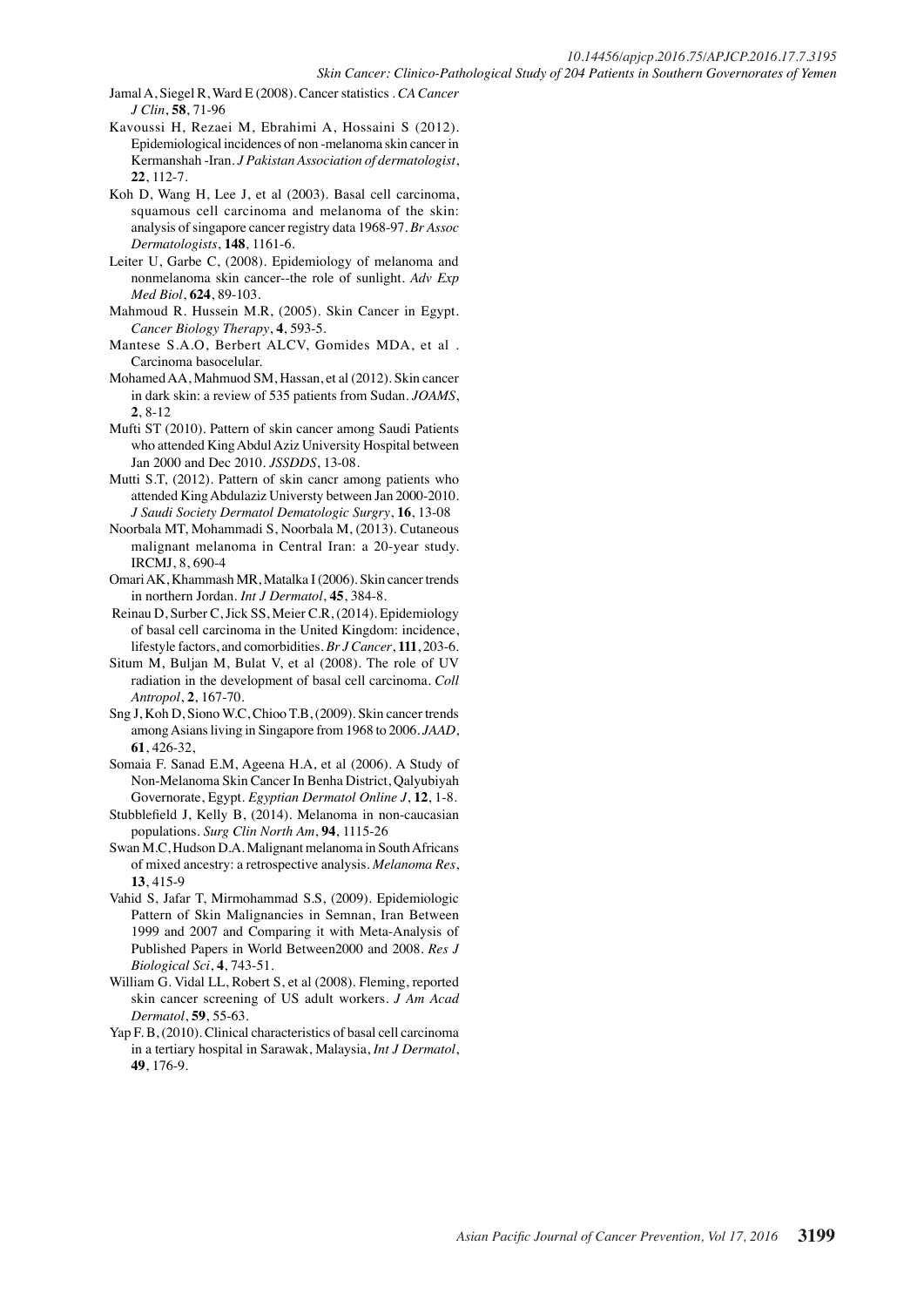Jamal A, Siegel R, Ward E (2008). Cancer statistics . *CA Cancer J Clin*, **58**, 71-96

Kavoussi H, Rezaei M, Ebrahimi A, Hossaini S (2012). Epidemiological incidences of non -melanoma skin cancer in Kermanshah -Iran. *J Pakistan Association of dermatologist*, **22**, 112-7.

Koh D, Wang H, Lee J, et al (2003). Basal cell carcinoma, squamous cell carcinoma and melanoma of the skin: analysis of singapore cancer registry data 1968-97. *Br Assoc Dermatologists*, **148**, 1161-6.

Leiter U, Garbe C, (2008). Epidemiology of melanoma and nonmelanoma skin cancer--the role of sunlight. *Adv Exp Med Biol*, **624**, 89-103.

Mahmoud R. Hussein M.R, (2005). Skin Cancer in Egypt. *Cancer Biology Therapy*, **4**, 593-5.

Mantese S.A.O, Berbert ALCV, Gomides MDA, et al . Carcinoma basocelular.

Mohamed AA, Mahmuod SM, Hassan, et al (2012). Skin cancer in dark skin: a review of 535 patients from Sudan. *JOAMS*, **2**, 8-12

Mufti ST (2010). Pattern of skin cancer among Saudi Patients who attended King Abdul Aziz University Hospital between Jan 2000 and Dec 2010. *JSSDDS*, 13-08.

Mutti S.T, (2012). Pattern of skin cancr among patients who attended King Abdulaziz Universty between Jan 2000-2010. *J Saudi Society Dermatol Dematologic Surgry*, **16**, 13-08

Noorbala MT, Mohammadi S, Noorbala M, (2013). Cutaneous malignant melanoma in Central Iran: a 20-year study. IRCMJ, 8, 690-4

Omari AK, Khammash MR, Matalka I (2006). Skin cancer trends in northern Jordan. *Int J Dermatol*, **45**, 384-8.

Reinau D, Surber C, Jick SS, Meier C.R, (2014). Epidemiology of basal cell carcinoma in the United Kingdom: incidence, lifestyle factors, and comorbidities. *Br J Cancer*, **111**, 203-6.

Situm M, Buljan M, Bulat V, et al (2008). The role of UV radiation in the development of basal cell carcinoma. *Coll Antropol*, **2**, 167-70.

Sng J, Koh D, Siono W.C, Chioo T.B, (2009). Skin cancer trends among Asians living in Singapore from 1968 to 2006. *JAAD*, **61**, 426-32,

Somaia F. Sanad E.M, Ageena H.A, et al (2006). A Study of Non-Melanoma Skin Cancer In Benha District, Qalyubiyah Governorate, Egypt. *Egyptian Dermatol Online J*, **12**, 1-8.

Stubblefield J, Kelly B, (2014). Melanoma in non-caucasian populations. *Surg Clin North Am*, **94**, 1115-26

Swan M.C, Hudson D.A. Malignant melanoma in South Africans of mixed ancestry: a retrospective analysis. *Melanoma Res*, **13**, 415-9

Vahid S, Jafar T, Mirmohammad S.S, (2009). Epidemiologic Pattern of Skin Malignancies in Semnan, Iran Between 1999 and 2007 and Comparing it with Meta-Analysis of Published Papers in World Between2000 and 2008. *Res J Biological Sci*, **4**, 743-51.

William G. Vidal LL, Robert S, et al (2008). Fleming, reported skin cancer screening of US adult workers. *J Am Acad Dermatol*, **59**, 55-63.

Yap F. B, (2010). Clinical characteristics of basal cell carcinoma in a tertiary hospital in Sarawak, Malaysia, *Int J Dermatol*, **49**, 176-9.